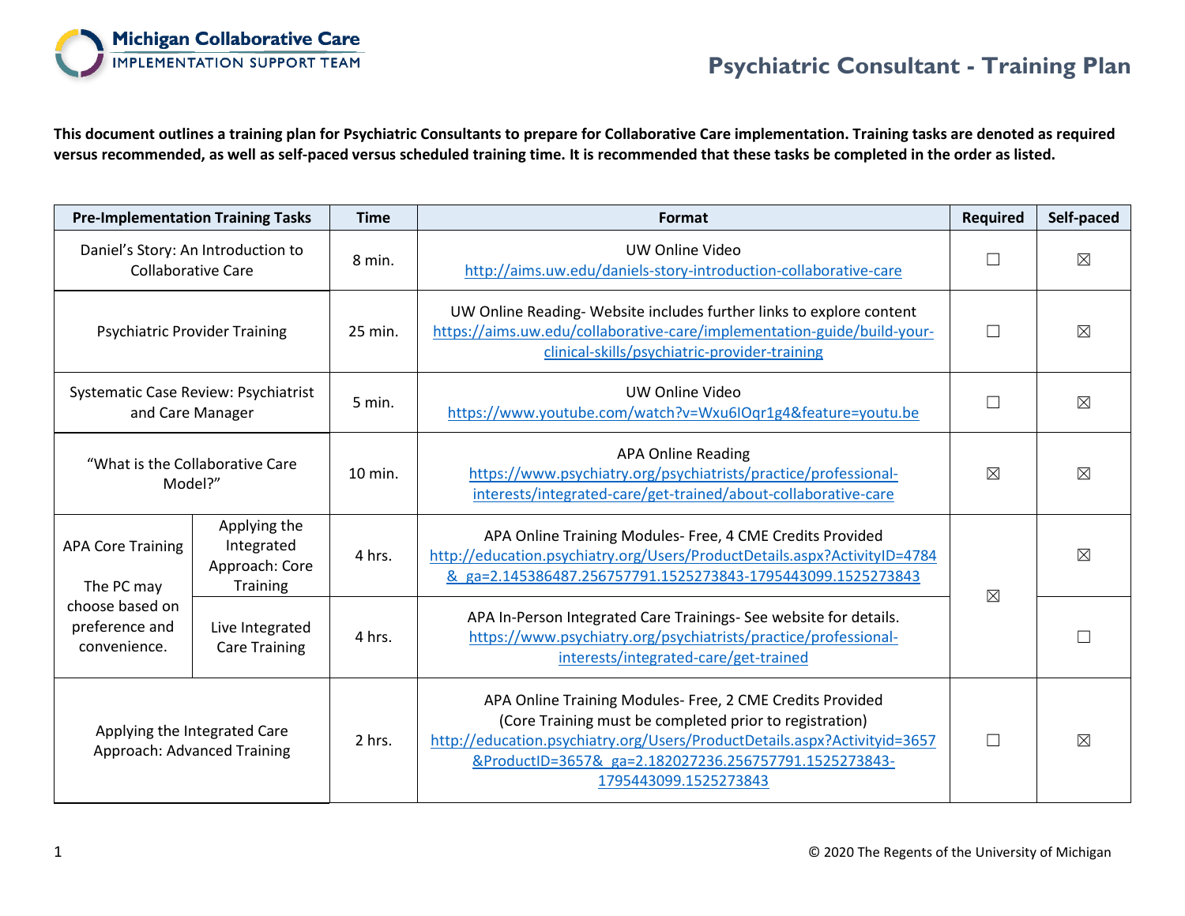# Michigan Collaborative Care
## IMPLEMENTATION SUPPORT TEAM

# Psychiatric Consultant - Training Plan

**This document outlines a training plan for Psychiatric Consultants to prepare for Collaborative Care implementation. Training tasks are denoted as required versus recommended, as well as self-paced versus scheduled training time. It is recommended that these tasks be completed in the order as listed.**

| Pre-Implementation Training Tasks | | Time | Format | Required | Self-paced |
|---|---|---|---|---|---|
| Daniel's Story: An Introduction to Collaborative Care | | 8 min. | UW Online Video http://aims.uw.edu/daniels-story-introduction-collaborative-care | ☐ | ☒ |
| Psychiatric Provider Training | | 25 min. | UW Online Reading- Website includes further links to explore content https://aims.uw.edu/collaborative-care/implementation-guide/build-your-clinical-skills/psychiatric-provider-training | ☐ | ☒ |
| Systematic Case Review: Psychiatrist and Care Manager | | 5 min. | UW Online Video https://www.youtube.com/watch?v=Wxu6IOqr1g4&feature=youtu.be | ☐ | ☒ |
| "What is the Collaborative Care Model?" | | 10 min. | APA Online Reading https://www.psychiatry.org/psychiatrists/practice/professional-interests/integrated-care/get-trained/about-collaborative-care | ☒ | ☒ |
| APA Core Training<br><br>The PC may choose based on preference and convenience. | Applying the Integrated Approach: Core Training | 4 hrs. | APA Online Training Modules- Free, 4 CME Credits Provided http://education.psychiatry.org/Users/ProductDetails.aspx?ActivityID=4784&_ga=2.145386487.256757791.1525273843-1795443099.1525273843 | ☒ | ☒ |
| | Live Integrated Care Training | 4 hrs. | APA In-Person Integrated Care Trainings- See website for details. https://www.psychiatry.org/psychiatrists/practice/professional-interests/integrated-care/get-trained | | ☐ |
| Applying the Integrated Care Approach: Advanced Training | | 2 hrs. | APA Online Training Modules- Free, 2 CME Credits Provided (Core Training must be completed prior to registration) http://education.psychiatry.org/Users/ProductDetails.aspx?Activityid=3657&ProductID=3657&_ga=2.182027236.256757791.1525273843-1795443099.1525273843 | ☐ | ☒ |

© 2020 The Regents of the University of Michigan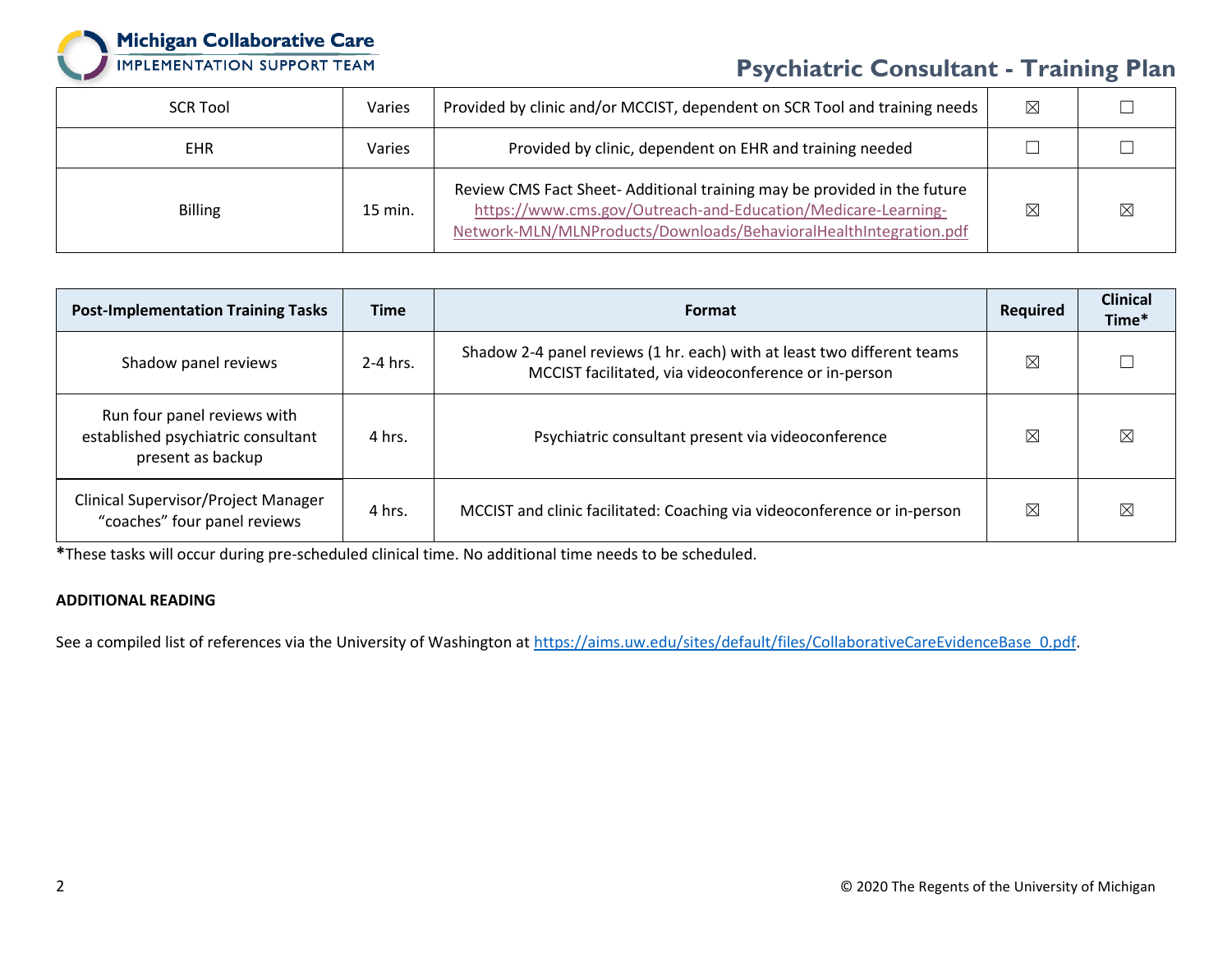| | | | | |
|---|---|---|---|---|
| SCR Tool | Varies | Provided by clinic and/or MCCIST, dependent on SCR Tool and training needs | ☒ | ☐ |
| EHR | Varies | Provided by clinic, dependent on EHR and training needed | ☐ | ☐ |
| Billing | 15 min. | Review CMS Fact Sheet- Additional training may be provided in the future https://www.cms.gov/Outreach-and-Education/Medicare-Learning-Network-MLN/MLNProducts/Downloads/BehavioralHealthIntegration.pdf | ☒ | ☒ |

| Post-Implementation Training Tasks | Time | Format | Required | Clinical Time* |
|---|---|---|---|---|
| Shadow panel reviews | 2-4 hrs. | Shadow 2-4 panel reviews (1 hr. each) with at least two different teams MCCIST facilitated, via videoconference or in-person | ☒ | ☐ |
| Run four panel reviews with established psychiatric consultant present as backup | 4 hrs. | Psychiatric consultant present via videoconference | ☒ | ☒ |
| Clinical Supervisor/Project Manager "coaches" four panel reviews | 4 hrs. | MCCIST and clinic facilitated: Coaching via videoconference or in-person | ☒ | ☒ |

***These tasks will occur during pre-scheduled clinical time. No additional time needs to be scheduled.

**ADDITIONAL READING**

See a compiled list of references via the University of Washington at https://aims.uw.edu/sites/default/files/CollaborativeCareEvidenceBase_0.pdf.

© 2020 The Regents of the University of Michigan